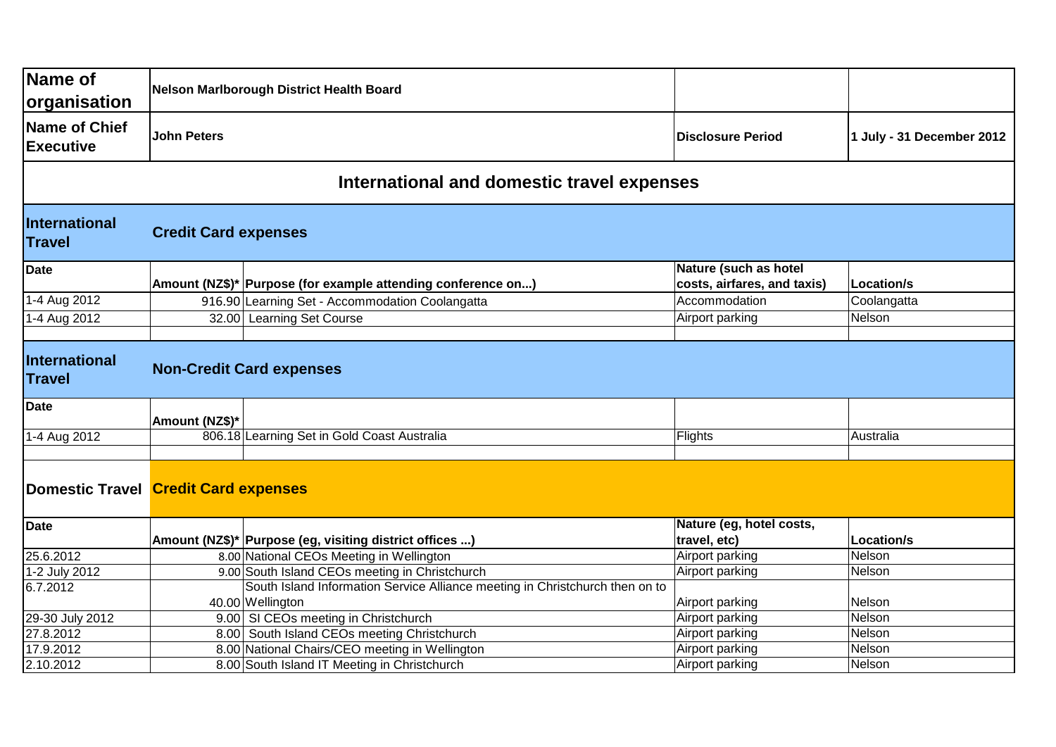| Name of organisation | Nelson Marlborough District Health Board | | | |
|---|---|---|---|---|
| Name of Chief Executive | John Peters | | Disclosure Period | 1 July - 31 December 2012 |

## International and domestic travel expenses

| International Travel | Credit Card expenses | | | |
|---|---|---|---|---|
| Date | Amount (NZ$)* | Purpose (for example attending conference on...) | Nature (such as hotel costs, airfares, and taxis) | Location/s |
| 1-4 Aug 2012 | 916.90 | Learning Set - Accommodation Coolangatta | Accommodation | Coolangatta |
| 1-4 Aug 2012 | 32.00 | Learning Set Course | Airport parking | Nelson |
| | | | | |

| International Travel | Non-Credit Card expenses | | | |
|---|---|---|---|---|
| Date | Amount (NZ$)* | | | |
| 1-4 Aug 2012 | 806.18 | Learning Set in Gold Coast Australia | Flights | Australia |
| | | | | |

| Domestic Travel | Credit Card expenses | | | |
|---|---|---|---|---|
| Date | Amount (NZ$)* | Purpose (eg, visiting district offices ...) | Nature (eg, hotel costs, travel, etc) | Location/s |
| 25.6.2012 | 8.00 | National CEOs Meeting in Wellington | Airport parking | Nelson |
| 1-2 July 2012 | 9.00 | South Island CEOs meeting in Christchurch | Airport parking | Nelson |
| 6.7.2012 | 40.00 | South Island Information Service Alliance meeting in Christchurch then on to Wellington | Airport parking | Nelson |
| 29-30 July 2012 | 9.00 | SI CEOs meeting in Christchurch | Airport parking | Nelson |
| 27.8.2012 | 8.00 | South Island CEOs meeting Christchurch | Airport parking | Nelson |
| 17.9.2012 | 8.00 | National Chairs/CEO meeting in Wellington | Airport parking | Nelson |
| 2.10.2012 | 8.00 | South Island IT Meeting in Christchurch | Airport parking | Nelson |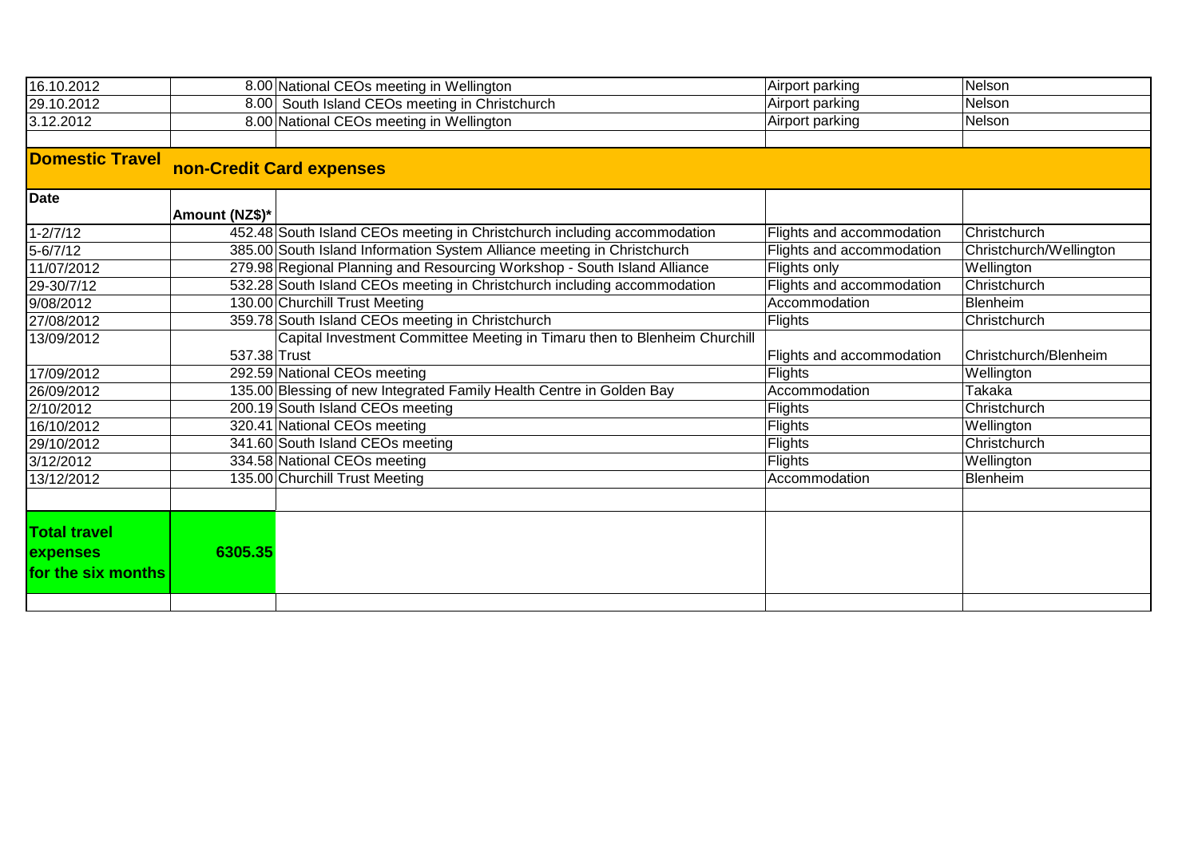| 16.10.2012 | 8.00 | National CEOs meeting in Wellington | Airport parking | Nelson |
|---|---|---|---|---|
| 29.10.2012 | 8.00 | South Island CEOs meeting in Christchurch | Airport parking | Nelson |
| 3.12.2012 | 8.00 | National CEOs meeting in Wellington | Airport parking | Nelson |
| | | | | |
| **Domestic Travel** | **non-Credit Card expenses** | | | |
| **Date** | **Amount (NZ$)*** | | | |
| 1-2/7/12 | 452.48 | South Island CEOs meeting in Christchurch including accommodation | Flights and accommodation | Christchurch |
| 5-6/7/12 | 385.00 | South Island Information System Alliance meeting in Christchurch | Flights and accommodation | Christchurch/Wellington |
| 11/07/2012 | 279.98 | Regional Planning and Resourcing Workshop - South Island Alliance | Flights only | Wellington |
| 29-30/7/12 | 532.28 | South Island CEOs meeting in Christchurch including accommodation | Flights and accommodation | Christchurch |
| 9/08/2012 | 130.00 | Churchill Trust Meeting | Accommodation | Blenheim |
| 27/08/2012 | 359.78 | South Island CEOs meeting in Christchurch | Flights | Christchurch |
| 13/09/2012 | 537.38 | Capital Investment Committee Meeting in Timaru then to Blenheim Churchill Trust | Flights and accommodation | Christchurch/Blenheim |
| 17/09/2012 | 292.59 | National CEOs meeting | Flights | Wellington |
| 26/09/2012 | 135.00 | Blessing of new Integrated Family Health Centre in Golden Bay | Accommodation | Takaka |
| 2/10/2012 | 200.19 | South Island CEOs meeting | Flights | Christchurch |
| 16/10/2012 | 320.41 | National CEOs meeting | Flights | Wellington |
| 29/10/2012 | 341.60 | South Island CEOs meeting | Flights | Christchurch |
| 3/12/2012 | 334.58 | National CEOs meeting | Flights | Wellington |
| 13/12/2012 | 135.00 | Churchill Trust Meeting | Accommodation | Blenheim |
| | | | | |
| **Total travel expenses for the six months** | **6305.35** | | | |
| | | | | |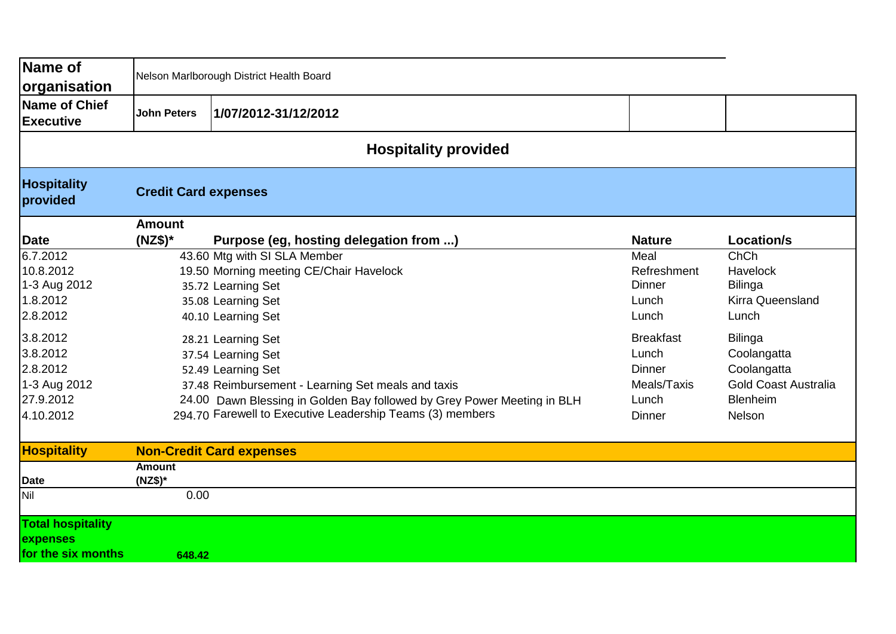| Name of organisation | Nelson Marlborough District Health Board | | | |
|---|---|---|---|---|
| Name of Chief Executive | John Peters | 1/07/2012-31/12/2012 | | |

## Hospitality provided

| Hospitality provided | Credit Card expenses | | | |
|---|---|---|---|---|
| **Date** | **Amount (NZ$)*** | **Purpose (eg, hosting delegation from ...)** | **Nature** | **Location/s** |
| 6.7.2012 | 43.60 | Mtg with SI SLA Member | Meal | ChCh |
| 10.8.2012 | 19.50 | Morning meeting CE/Chair Havelock | Refreshment | Havelock |
| 1-3 Aug 2012 | 35.72 | Learning Set | Dinner | Bilinga |
| 1.8.2012 | 35.08 | Learning Set | Lunch | Kirra Queensland |
| 2.8.2012 | 40.10 | Learning Set | Lunch | Lunch |
| 3.8.2012 | 28.21 | Learning Set | Breakfast | Bilinga |
| 3.8.2012 | 37.54 | Learning Set | Lunch | Coolangatta |
| 2.8.2012 | 52.49 | Learning Set | Dinner | Coolangatta |
| 1-3 Aug 2012 | 37.48 | Reimbursement - Learning Set meals and taxis | Meals/Taxis | Gold Coast Australia |
| 27.9.2012 | 24.00 | Dawn Blessing in Golden Bay followed by Grey Power Meeting in BLH | Lunch | Blenheim |
| 4.10.2012 | 294.70 | Farewell to Executive Leadership Teams (3) members | Dinner | Nelson |

| Hospitality | Non-Credit Card expenses |
|---|---|
| **Date** | **Amount (NZ$)*** |
| Nil | 0.00 |

| Total hospitality expenses for the six months | 648.42 |
|---|---|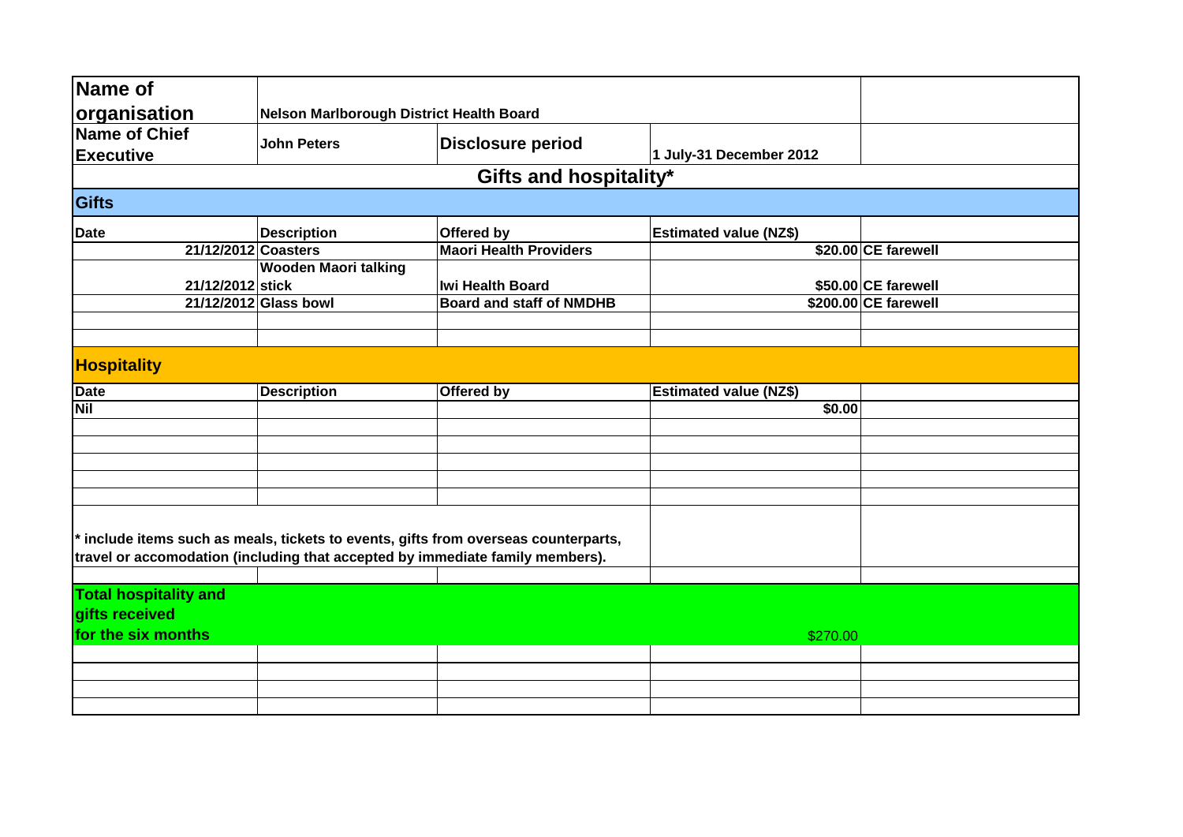| Name of organisation | Nelson Marlborough District Health Board | | | |
|---|---|---|---|---|
| Name of Chief Executive | John Peters | Disclosure period | 1 July-31 December 2012 | |

## Gifts and hospitality*

### Gifts

| Date | Description | Offered by | Estimated value (NZ$) | |
|---|---|---|---|---|
| 21/12/2012 | Coasters | Maori Health Providers | $20.00 | CE farewell |
| 21/12/2012 | Wooden Maori talking stick | Iwi Health Board | $50.00 | CE farewell |
| 21/12/2012 | Glass bowl | Board and staff of NMDHB | $200.00 | CE farewell |

### Hospitality

| Date | Description | Offered by | Estimated value (NZ$) | |
|---|---|---|---|---|
| Nil | | | $0.00 | |

* include items such as meals, tickets to events, gifts from overseas counterparts, travel or accomodation (including that accepted by immediate family members).

| Total hospitality and gifts received for the six months | $270.00 |
|---|---|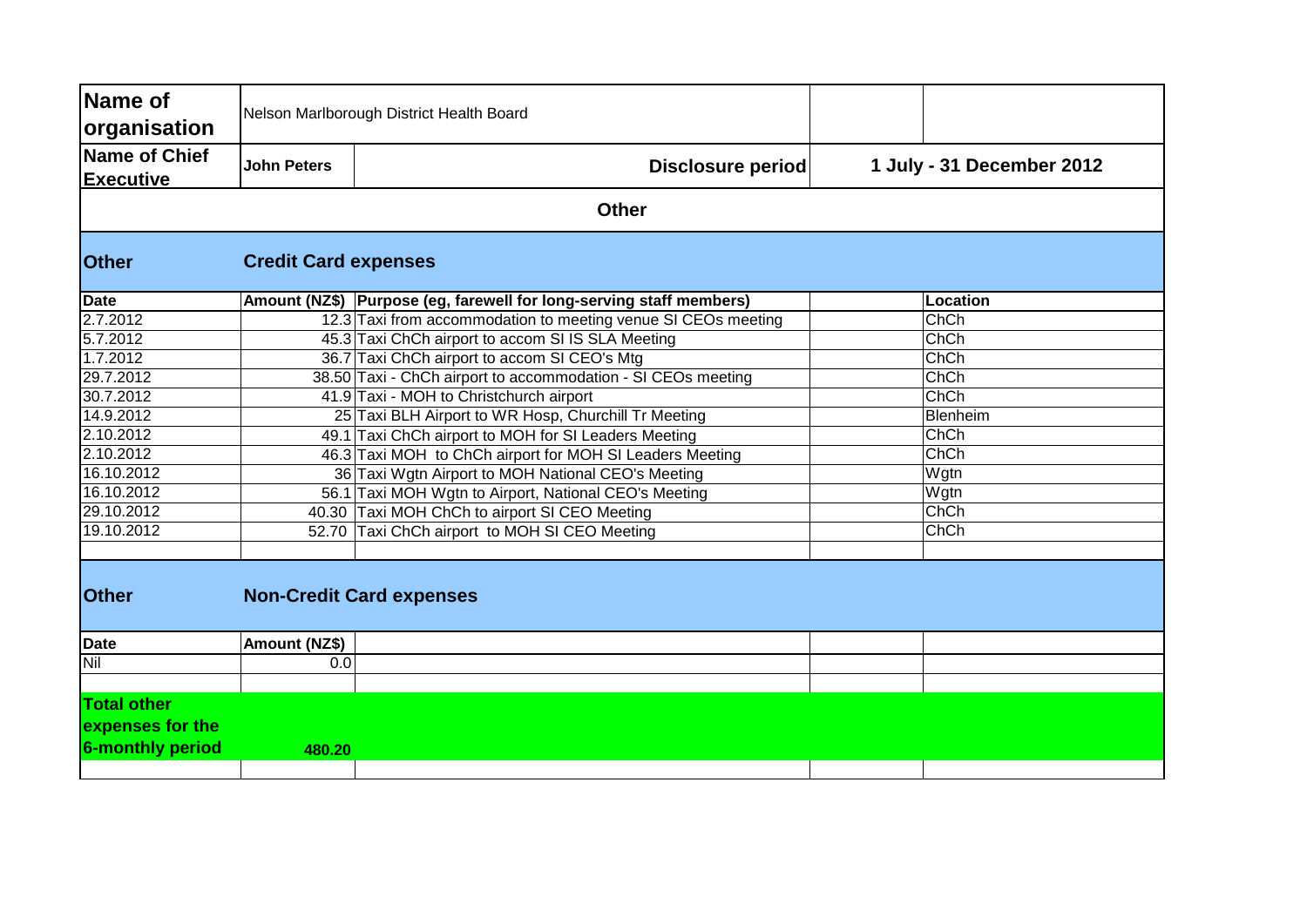| | | | | |
|---|---|---|---|---|
| **Name of organisation** | Nelson Marlborough District Health Board | | | |
| **Name of Chief Executive** | **John Peters** | **Disclosure period** | **1 July - 31 December 2012** | |

**Other**

| **Other** | **Credit Card expenses** | | | |
|---|---|---|---|---|
| **Date** | **Amount (NZ$)** | **Purpose (eg, farewell for long-serving staff members)** | | **Location** |
| 2.7.2012 | 12.3 | Taxi from accommodation to meeting venue SI CEOs meeting | | ChCh |
| 5.7.2012 | 45.3 | Taxi ChCh airport to accom SI IS SLA Meeting | | ChCh |
| 1.7.2012 | 36.7 | Taxi ChCh airport to accom SI CEO's Mtg | | ChCh |
| 29.7.2012 | 38.50 | Taxi - ChCh airport to accommodation - SI CEOs meeting | | ChCh |
| 30.7.2012 | 41.9 | Taxi - MOH to Christchurch airport | | ChCh |
| 14.9.2012 | 25 | Taxi BLH Airport to WR Hosp, Churchill Tr Meeting | | Blenheim |
| 2.10.2012 | 49.1 | Taxi ChCh airport to MOH for SI Leaders Meeting | | ChCh |
| 2.10.2012 | 46.3 | Taxi MOH to ChCh airport for MOH SI Leaders Meeting | | ChCh |
| 16.10.2012 | 36 | Taxi Wgtn Airport to MOH National CEO's Meeting | | Wgtn |
| 16.10.2012 | 56.1 | Taxi MOH Wgtn to Airport, National CEO's Meeting | | Wgtn |
| 29.10.2012 | 40.30 | Taxi MOH ChCh to airport SI CEO Meeting | | ChCh |
| 19.10.2012 | 52.70 | Taxi ChCh airport to MOH SI CEO Meeting | | ChCh |

| **Other** | **Non-Credit Card expenses** | | | |
|---|---|---|---|---|
| **Date** | **Amount (NZ$)** | | | |
| Nil | 0.0 | | | |
| **Total other expenses for the 6-monthly period** | **480.20** | | | |